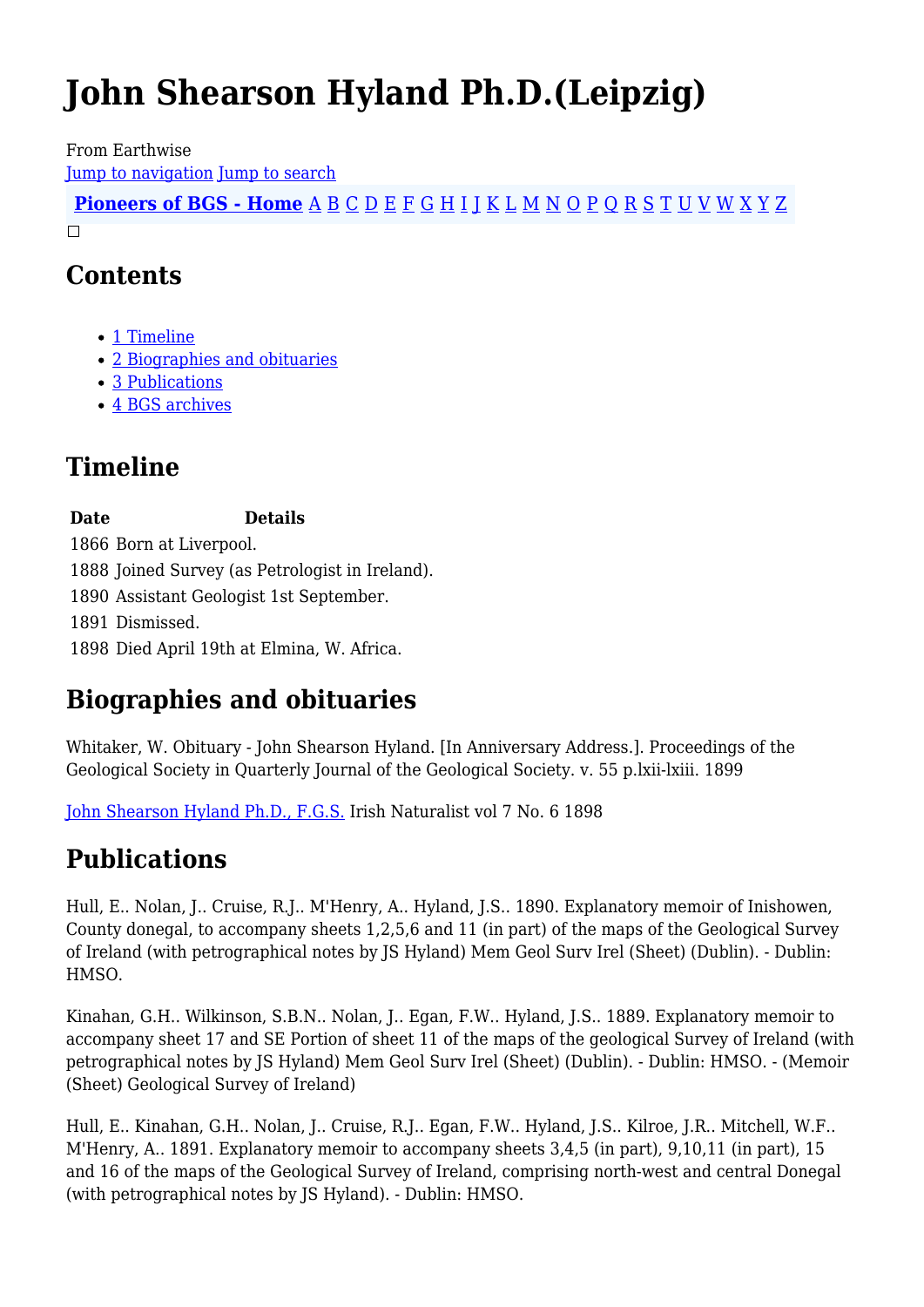# John Shearson Hyland Ph.D.(Leipzig)

From Earthwise

Jump to navigation Jump to search

**Pioneers of BGS - Home** A B C D E F G H I J K L M N O P Q R S T U V W X Y Z

## Contents

- 1 Timeline
- 2 Biographies and obituaries
- 3 Publications
- 4 BGS archives

## Timeline

| Date | Details |
|---|---|
| 1866 | Born at Liverpool. |
| 1888 | Joined Survey (as Petrologist in Ireland). |
| 1890 | Assistant Geologist 1st September. |
| 1891 | Dismissed. |
| 1898 | Died April 19th at Elmina, W. Africa. |

## Biographies and obituaries

Whitaker, W. Obituary - John Shearson Hyland. [In Anniversary Address.]. Proceedings of the Geological Society in Quarterly Journal of the Geological Society. v. 55 p.lxii-lxiii. 1899

John Shearson Hyland Ph.D., F.G.S. Irish Naturalist vol 7 No. 6 1898

## Publications

Hull, E.. Nolan, J.. Cruise, R.J.. M'Henry, A.. Hyland, J.S.. 1890. Explanatory memoir of Inishowen, County donegal, to accompany sheets 1,2,5,6 and 11 (in part) of the maps of the Geological Survey of Ireland (with petrographical notes by JS Hyland) Mem Geol Surv Irel (Sheet) (Dublin). - Dublin: HMSO.

Kinahan, G.H.. Wilkinson, S.B.N.. Nolan, J.. Egan, F.W.. Hyland, J.S.. 1889. Explanatory memoir to accompany sheet 17 and SE Portion of sheet 11 of the maps of the geological Survey of Ireland (with petrographical notes by JS Hyland) Mem Geol Surv Irel (Sheet) (Dublin). - Dublin: HMSO. - (Memoir (Sheet) Geological Survey of Ireland)

Hull, E.. Kinahan, G.H.. Nolan, J.. Cruise, R.J.. Egan, F.W.. Hyland, J.S.. Kilroe, J.R.. Mitchell, W.F.. M'Henry, A.. 1891. Explanatory memoir to accompany sheets 3,4,5 (in part), 9,10,11 (in part), 15 and 16 of the maps of the Geological Survey of Ireland, comprising north-west and central Donegal (with petrographical notes by JS Hyland). - Dublin: HMSO.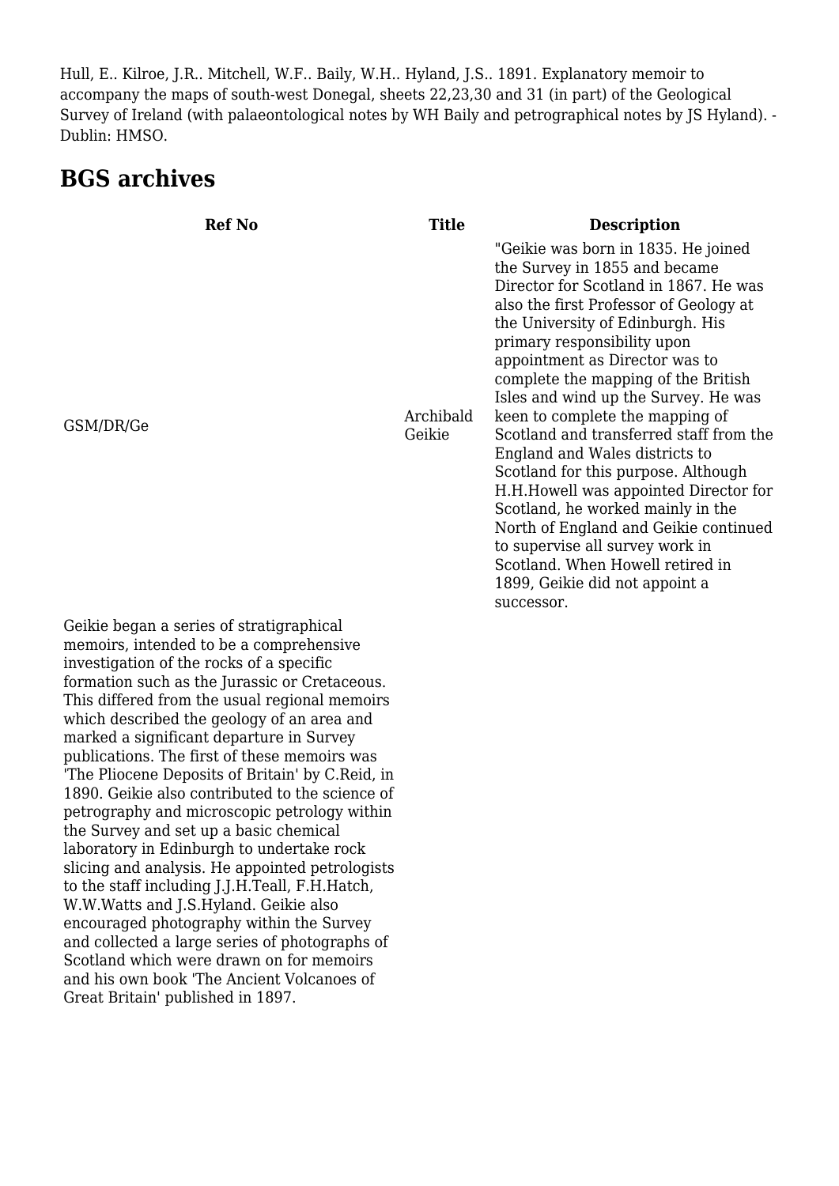Hull, E.. Kilroe, J.R.. Mitchell, W.F.. Baily, W.H.. Hyland, J.S.. 1891. Explanatory memoir to accompany the maps of south-west Donegal, sheets 22,23,30 and 31 (in part) of the Geological Survey of Ireland (with palaeontological notes by WH Baily and petrographical notes by JS Hyland). - Dublin: HMSO.

## BGS archives

| Ref No | Title | Description |
|---|---|---|
| GSM/DR/Ge | Archibald Geikie | "Geikie was born in 1835. He joined the Survey in 1855 and became Director for Scotland in 1867. He was also the first Professor of Geology at the University of Edinburgh. His primary responsibility upon appointment as Director was to complete the mapping of the British Isles and wind up the Survey. He was keen to complete the mapping of Scotland and transferred staff from the England and Wales districts to Scotland for this purpose. Although H.H.Howell was appointed Director for Scotland, he worked mainly in the North of England and Geikie continued to supervise all survey work in Scotland. When Howell retired in 1899, Geikie did not appoint a successor. |

Geikie began a series of stratigraphical memoirs, intended to be a comprehensive investigation of the rocks of a specific formation such as the Jurassic or Cretaceous. This differed from the usual regional memoirs which described the geology of an area and marked a significant departure in Survey publications. The first of these memoirs was 'The Pliocene Deposits of Britain' by C.Reid, in 1890. Geikie also contributed to the science of petrography and microscopic petrology within the Survey and set up a basic chemical laboratory in Edinburgh to undertake rock slicing and analysis. He appointed petrologists to the staff including J.J.H.Teall, F.H.Hatch, W.W.Watts and J.S.Hyland. Geikie also encouraged photography within the Survey and collected a large series of photographs of Scotland which were drawn on for memoirs and his own book 'The Ancient Volcanoes of Great Britain' published in 1897.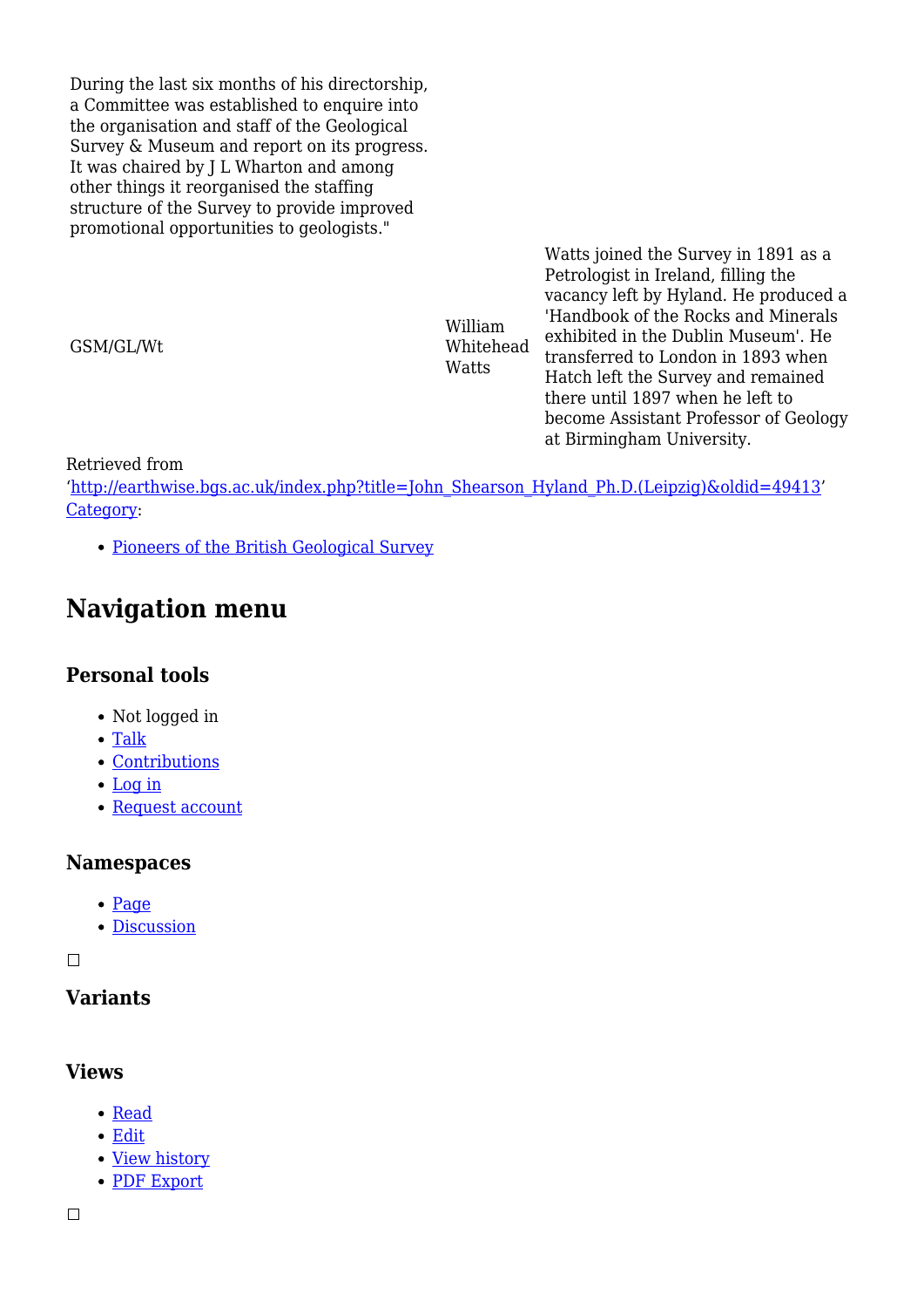| | | |
|---|---|---|
| During the last six months of his directorship, a Committee was established to enquire into the organisation and staff of the Geological Survey & Museum and report on its progress. It was chaired by J L Wharton and among other things it reorganised the staffing structure of the Survey to provide improved promotional opportunities to geologists." | | |
| GSM/GL/Wt | William Whitehead Watts | Watts joined the Survey in 1891 as a Petrologist in Ireland, filling the vacancy left by Hyland. He produced a 'Handbook of the Rocks and Minerals exhibited in the Dublin Museum'. He transferred to London in 1893 when Hatch left the Survey and remained there until 1897 when he left to become Assistant Professor of Geology at Birmingham University. |

Retrieved from 'http://earthwise.bgs.ac.uk/index.php?title=John_Shearson_Hyland_Ph.D.(Leipzig)&oldid=49413'
Category:

- Pioneers of the British Geological Survey

## Navigation menu

### Personal tools

- Not logged in
- Talk
- Contributions
- Log in
- Request account

### Namespaces

- Page
- Discussion

### Variants

### Views

- Read
- Edit
- View history
- PDF Export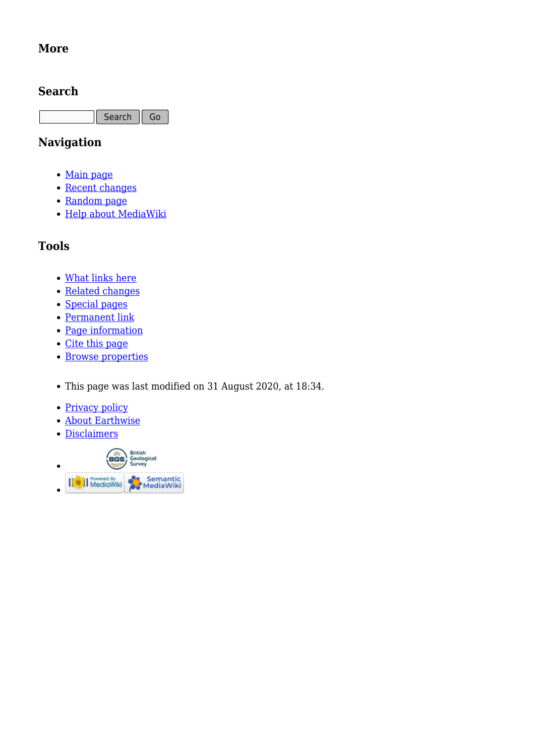### More

### Search

Search Go

### Navigation

- Main page
- Recent changes
- Random page
- Help about MediaWiki

### Tools

- What links here
- Related changes
- Special pages
- Permanent link
- Page information
- Cite this page
- Browse properties

- This page was last modified on 31 August 2020, at 18:34.

- Privacy policy
- About Earthwise
- Disclaimers